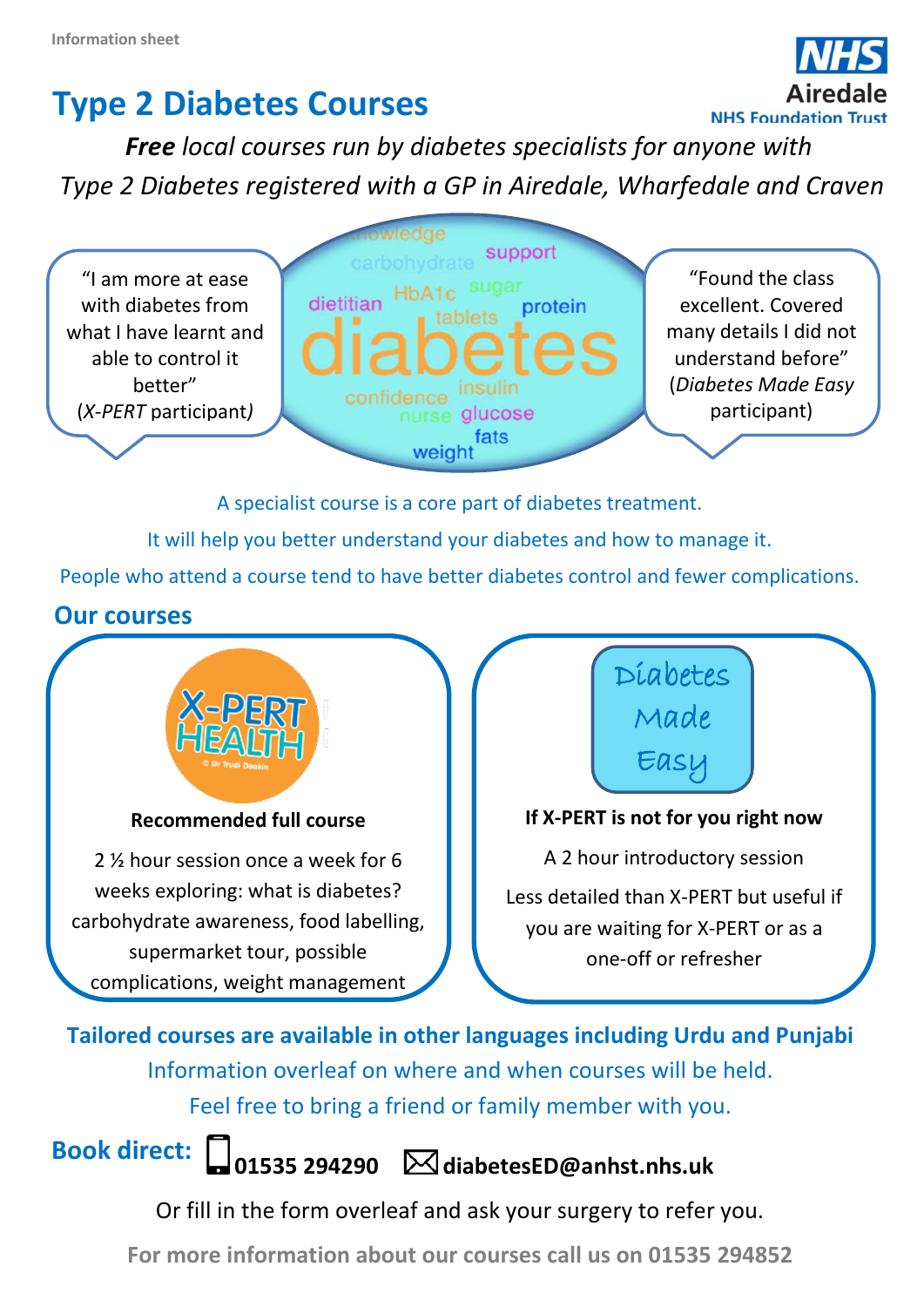Information sheet

NHS Airedale NHS Foundation Trust

# Type 2 Diabetes Courses

***Free** local courses run by diabetes specialists for anyone with Type 2 Diabetes registered with a GP in Airedale, Wharfedale and Craven*

"I am more at ease with diabetes from what I have learnt and able to control it better"
(*X-PERT* participant)

knowledge carbohydrate support dietitian HbA1c sugar protein tablets diabetes confidence insulin nurse glucose fats weight

"Found the class excellent. Covered many details I did not understand before"
(*Diabetes Made Easy* participant)

A specialist course is a core part of diabetes treatment.

It will help you better understand your diabetes and how to manage it.

People who attend a course tend to have better diabetes control and fewer complications.

## Our courses

X-PERT HEALTH © Dr Trudi Deakin

**Recommended full course**

2 ½ hour session once a week for 6 weeks exploring: what is diabetes? carbohydrate awareness, food labelling, supermarket tour, possible complications, weight management

Diabetes Made Easy

**If X-PERT is not for you right now**

A 2 hour introductory session

Less detailed than X-PERT but useful if you are waiting for X-PERT or as a one-off or refresher

**Tailored courses are available in other languages including Urdu and Punjabi**

Information overleaf on where and when courses will be held.

Feel free to bring a friend or family member with you.

**Book direct:** **01535 294290** **diabetesED@anhst.nhs.uk**

Or fill in the form overleaf and ask your surgery to refer you.

**For more information about our courses call us on 01535 294852**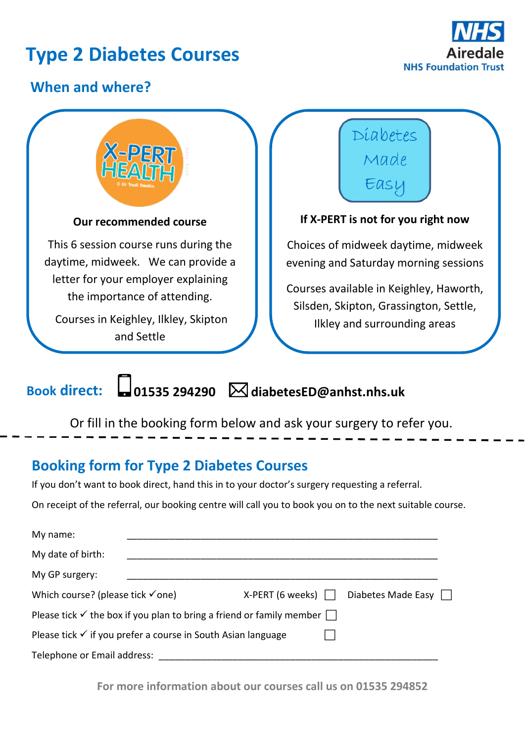# Type 2 Diabetes Courses

**NHS Airedale NHS Foundation Trust**

## When and where?

X-PERT HEALTH
© Dr Trudi Deakin

**Our recommended course**

This 6 session course runs during the daytime, midweek. We can provide a letter for your employer explaining the importance of attending.

Courses in Keighley, Ilkley, Skipton and Settle

Diabetes Made Easy

**If X-PERT is not for you right now**

Choices of midweek daytime, midweek evening and Saturday morning sessions

Courses available in Keighley, Haworth, Silsden, Skipton, Grassington, Settle, Ilkley and surrounding areas

**Book direct:** **01535 294290** **diabetesED@anhst.nhs.uk**

Or fill in the booking form below and ask your surgery to refer you.

---

## Booking form for Type 2 Diabetes Courses

If you don't want to book direct, hand this in to your doctor's surgery requesting a referral.

On receipt of the referral, our booking centre will call you to book you on to the next suitable course.

My name: ____________________________________________________________

My date of birth: ____________________________________________________________

My GP surgery: ____________________________________________________________

Which course? (please tick ✓one) X-PERT (6 weeks) ☐ Diabetes Made Easy ☐

Please tick ✓ the box if you plan to bring a friend or family member ☐

Please tick ✓ if you prefer a course in South Asian language ☐

Telephone or Email address: ______________________________________________________

**For more information about our courses call us on 01535 294852**